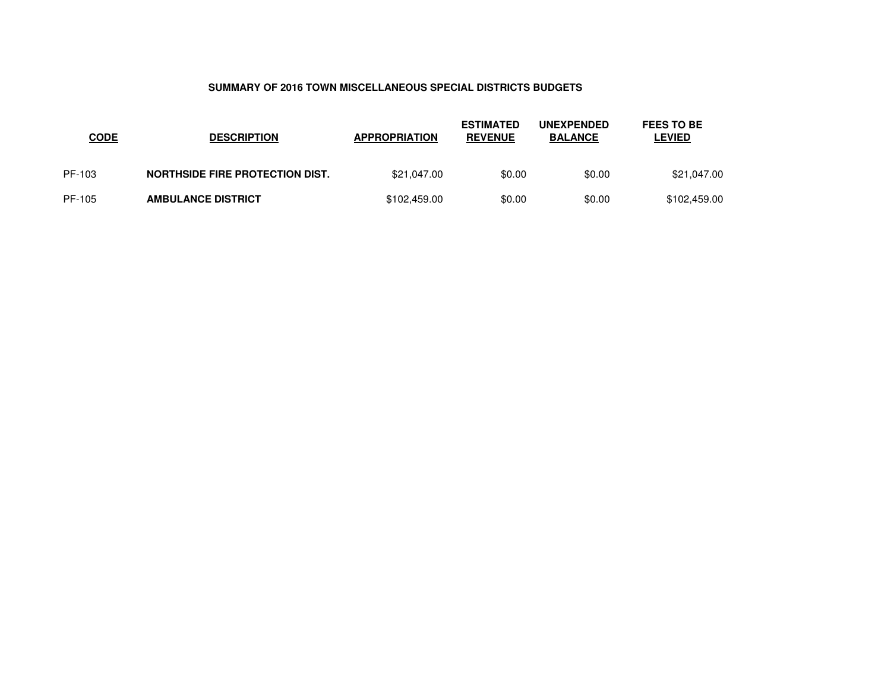# SUMMARY OF 2016 TOWN MISCELLANEOUS SPECIAL DISTRICTS BUDGETS

| CODE | DESCRIPTION | APPROPRIATION | ESTIMATED REVENUE | UNEXPENDED BALANCE | FEES TO BE LEVIED |
|---|---|---|---|---|---|
| PF-103 | **NORTHSIDE FIRE PROTECTION DIST.** | $21,047.00 | $0.00 | $0.00 | $21,047.00 |
| PF-105 | **AMBULANCE DISTRICT** | $102,459.00 | $0.00 | $0.00 | $102,459.00 |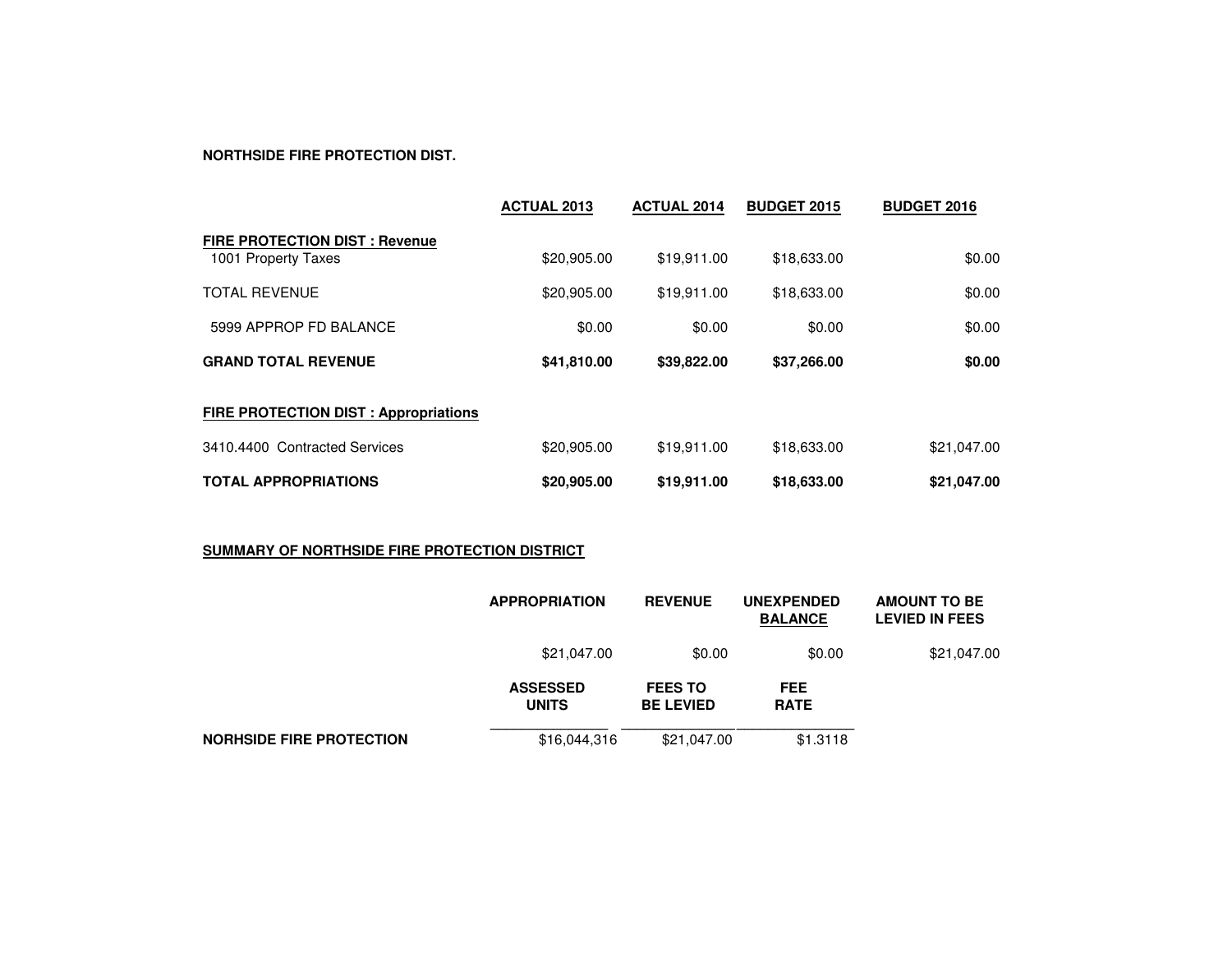**NORTHSIDE FIRE PROTECTION DIST.**

| | ACTUAL 2013 | ACTUAL 2014 | BUDGET 2015 | BUDGET 2016 |
|---|---|---|---|---|
| **FIRE PROTECTION DIST : Revenue** | | | | |
| 1001 Property Taxes | $20,905.00 | $19,911.00 | $18,633.00 | $0.00 |
| TOTAL REVENUE | $20,905.00 | $19,911.00 | $18,633.00 | $0.00 |
| 5999 APPROP FD BALANCE | $0.00 | $0.00 | $0.00 | $0.00 |
| **GRAND TOTAL REVENUE** | **$41,810.00** | **$39,822.00** | **$37,266.00** | **$0.00** |
| **FIRE PROTECTION DIST : Appropriations** | | | | |
| 3410.4400 Contracted Services | $20,905.00 | $19,911.00 | $18,633.00 | $21,047.00 |
| **TOTAL APPROPRIATIONS** | **$20,905.00** | **$19,911.00** | **$18,633.00** | **$21,047.00** |

**SUMMARY OF NORTHSIDE FIRE PROTECTION DISTRICT**

| | APPROPRIATION | REVENUE | UNEXPENDED BALANCE | AMOUNT TO BE LEVIED IN FEES |
|---|---|---|---|---|
| | $21,047.00 | $0.00 | $0.00 | $21,047.00 |

| | ASSESSED UNITS | FEES TO BE LEVIED | FEE RATE |
|---|---|---|---|
| **NORHSIDE FIRE PROTECTION** | $16,044,316 | $21,047.00 | $1.3118 |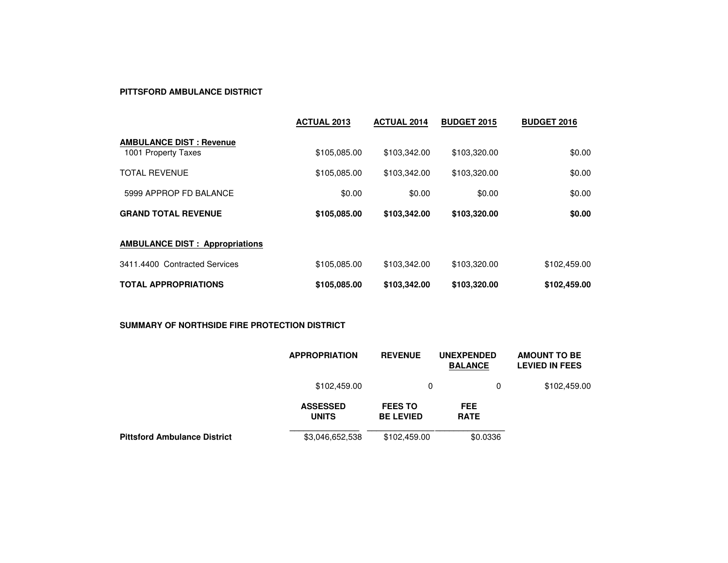**PITTSFORD AMBULANCE DISTRICT**

| | ACTUAL 2013 | ACTUAL 2014 | BUDGET 2015 | BUDGET 2016 |
|---|---|---|---|---|
| **AMBULANCE DIST : Revenue** | | | | |
| 1001 Property Taxes | $105,085.00 | $103,342.00 | $103,320.00 | $0.00 |
| TOTAL REVENUE | $105,085.00 | $103,342.00 | $103,320.00 | $0.00 |
| 5999 APPROP FD BALANCE | $0.00 | $0.00 | $0.00 | $0.00 |
| **GRAND TOTAL REVENUE** | **$105,085.00** | **$103,342.00** | **$103,320.00** | **$0.00** |
| **AMBULANCE DIST : Appropriations** | | | | |
| 3411.4400 Contracted Services | $105,085.00 | $103,342.00 | $103,320.00 | $102,459.00 |
| **TOTAL APPROPRIATIONS** | **$105,085.00** | **$103,342.00** | **$103,320.00** | **$102,459.00** |

**SUMMARY OF NORTHSIDE FIRE PROTECTION DISTRICT**

| | APPROPRIATION | REVENUE | UNEXPENDED BALANCE | AMOUNT TO BE LEVIED IN FEES |
|---|---|---|---|---|
| | $102,459.00 | 0 | 0 | $102,459.00 |

| | ASSESSED UNITS | FEES TO BE LEVIED | FEE RATE |
|---|---|---|---|
| **Pittsford Ambulance District** | $3,046,652,538 | $102,459.00 | $0.0336 |